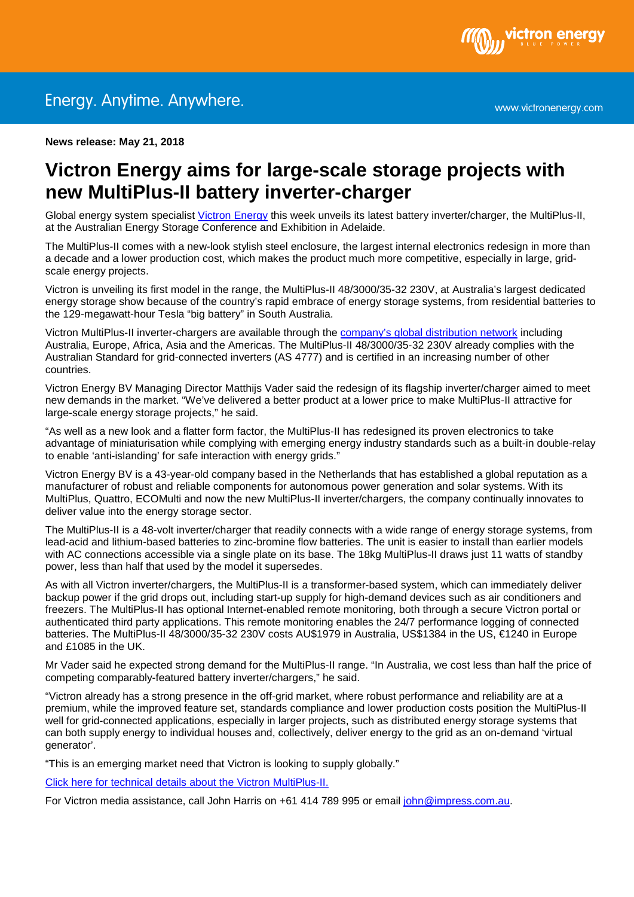**News release: May 21, 2018**

# Victron Energy aims for large-scale storage projects with new MultiPlus-II battery inverter-charger

Global energy system specialist Victron Energy this week unveils its latest battery inverter/charger, the MultiPlus-II, at the Australian Energy Storage Conference and Exhibition in Adelaide.

The MultiPlus-II comes with a new-look stylish steel enclosure, the largest internal electronics redesign in more than a decade and a lower production cost, which makes the product much more competitive, especially in large, grid-scale energy projects.

Victron is unveiling its first model in the range, the MultiPlus-II 48/3000/35-32 230V, at Australia's largest dedicated energy storage show because of the country's rapid embrace of energy storage systems, from residential batteries to the 129-megawatt-hour Tesla "big battery" in South Australia.

Victron MultiPlus-II inverter-chargers are available through the company's global distribution network including Australia, Europe, Africa, Asia and the Americas. The MultiPlus-II 48/3000/35-32 230V already complies with the Australian Standard for grid-connected inverters (AS 4777) and is certified in an increasing number of other countries.

Victron Energy BV Managing Director Matthijs Vader said the redesign of its flagship inverter/charger aimed to meet new demands in the market. "We've delivered a better product at a lower price to make MultiPlus-II attractive for large-scale energy storage projects," he said.

"As well as a new look and a flatter form factor, the MultiPlus-II has redesigned its proven electronics to take advantage of miniaturisation while complying with emerging energy industry standards such as a built-in double-relay to enable 'anti-islanding' for safe interaction with energy grids."

Victron Energy BV is a 43-year-old company based in the Netherlands that has established a global reputation as a manufacturer of robust and reliable components for autonomous power generation and solar systems. With its MultiPlus, Quattro, ECOMulti and now the new MultiPlus-II inverter/chargers, the company continually innovates to deliver value into the energy storage sector.

The MultiPlus-II is a 48-volt inverter/charger that readily connects with a wide range of energy storage systems, from lead-acid and lithium-based batteries to zinc-bromine flow batteries. The unit is easier to install than earlier models with AC connections accessible via a single plate on its base. The 18kg MultiPlus-II draws just 11 watts of standby power, less than half that used by the model it supersedes.

As with all Victron inverter/chargers, the MultiPlus-II is a transformer-based system, which can immediately deliver backup power if the grid drops out, including start-up supply for high-demand devices such as air conditioners and freezers. The MultiPlus-II has optional Internet-enabled remote monitoring, both through a secure Victron portal or authenticated third party applications. This remote monitoring enables the 24/7 performance logging of connected batteries. The MultiPlus-II 48/3000/35-32 230V costs AU$1979 in Australia, US$1384 in the US, €1240 in Europe and £1085 in the UK.

Mr Vader said he expected strong demand for the MultiPlus-II range. "In Australia, we cost less than half the price of competing comparably-featured battery inverter/chargers," he said.

"Victron already has a strong presence in the off-grid market, where robust performance and reliability are at a premium, while the improved feature set, standards compliance and lower production costs position the MultiPlus-II well for grid-connected applications, especially in larger projects, such as distributed energy storage systems that can both supply energy to individual houses and, collectively, deliver energy to the grid as an on-demand 'virtual generator'.

"This is an emerging market need that Victron is looking to supply globally."

Click here for technical details about the Victron MultiPlus-II.

For Victron media assistance, call John Harris on +61 414 789 995 or email john@impress.com.au.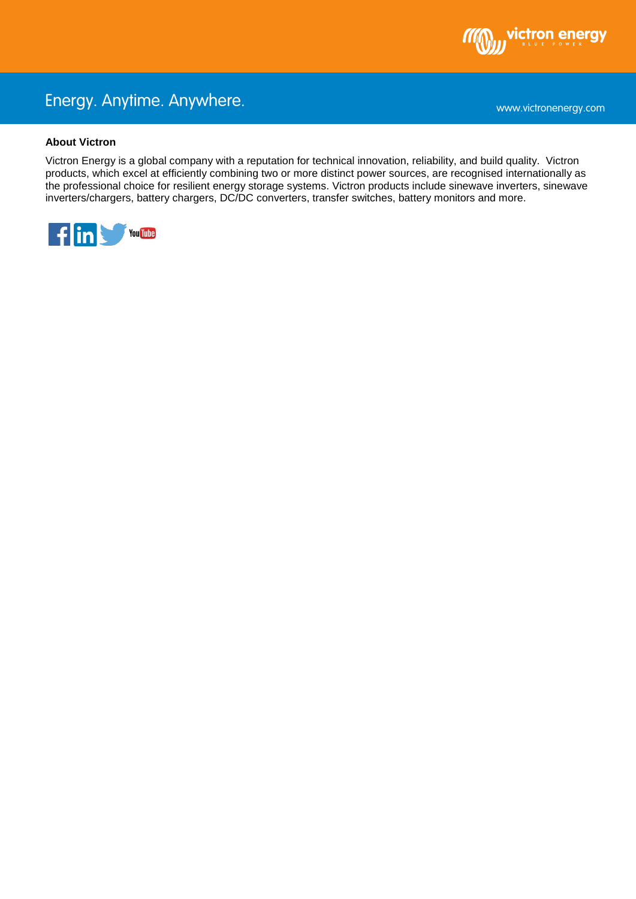Energy. Anytime. Anywhere.

www.victronenergy.com

**About Victron**

Victron Energy is a global company with a reputation for technical innovation, reliability, and build quality. Victron products, which excel at efficiently combining two or more distinct power sources, are recognised internationally as the professional choice for resilient energy storage systems. Victron products include sinewave inverters, sinewave inverters/chargers, battery chargers, DC/DC converters, transfer switches, battery monitors and more.